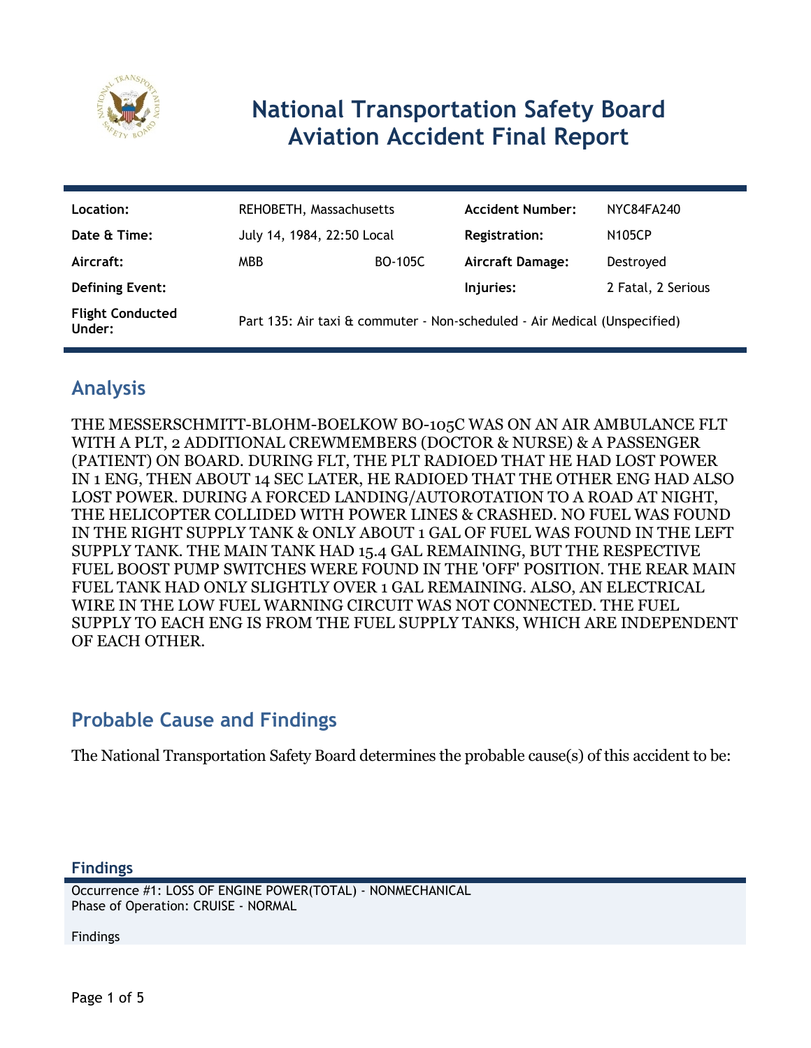# National Transportation Safety Board
# Aviation Accident Final Report

| | | | | |
|---|---|---|---|---|
| **Location:** | REHOBETH, Massachusetts | | **Accident Number:** | NYC84FA240 |
| **Date & Time:** | July 14, 1984, 22:50 Local | | **Registration:** | N105CP |
| **Aircraft:** | MBB | BO-105C | **Aircraft Damage:** | Destroyed |
| **Defining Event:** | | | **Injuries:** | 2 Fatal, 2 Serious |
| **Flight Conducted Under:** | Part 135: Air taxi & commuter - Non-scheduled - Air Medical (Unspecified) | | | |

## Analysis

THE MESSERSCHMITT-BLOHM-BOELKOW BO-105C WAS ON AN AIR AMBULANCE FLT WITH A PLT, 2 ADDITIONAL CREWMEMBERS (DOCTOR & NURSE) & A PASSENGER (PATIENT) ON BOARD. DURING FLT, THE PLT RADIOED THAT HE HAD LOST POWER IN 1 ENG, THEN ABOUT 14 SEC LATER, HE RADIOED THAT THE OTHER ENG HAD ALSO LOST POWER. DURING A FORCED LANDING/AUTOROTATION TO A ROAD AT NIGHT, THE HELICOPTER COLLIDED WITH POWER LINES & CRASHED. NO FUEL WAS FOUND IN THE RIGHT SUPPLY TANK & ONLY ABOUT 1 GAL OF FUEL WAS FOUND IN THE LEFT SUPPLY TANK. THE MAIN TANK HAD 15.4 GAL REMAINING, BUT THE RESPECTIVE FUEL BOOST PUMP SWITCHES WERE FOUND IN THE 'OFF' POSITION. THE REAR MAIN FUEL TANK HAD ONLY SLIGHTLY OVER 1 GAL REMAINING. ALSO, AN ELECTRICAL WIRE IN THE LOW FUEL WARNING CIRCUIT WAS NOT CONNECTED. THE FUEL SUPPLY TO EACH ENG IS FROM THE FUEL SUPPLY TANKS, WHICH ARE INDEPENDENT OF EACH OTHER.

## Probable Cause and Findings

The National Transportation Safety Board determines the probable cause(s) of this accident to be:

### Findings

Occurrence #1: LOSS OF ENGINE POWER(TOTAL) - NONMECHANICAL
Phase of Operation: CRUISE - NORMAL

Findings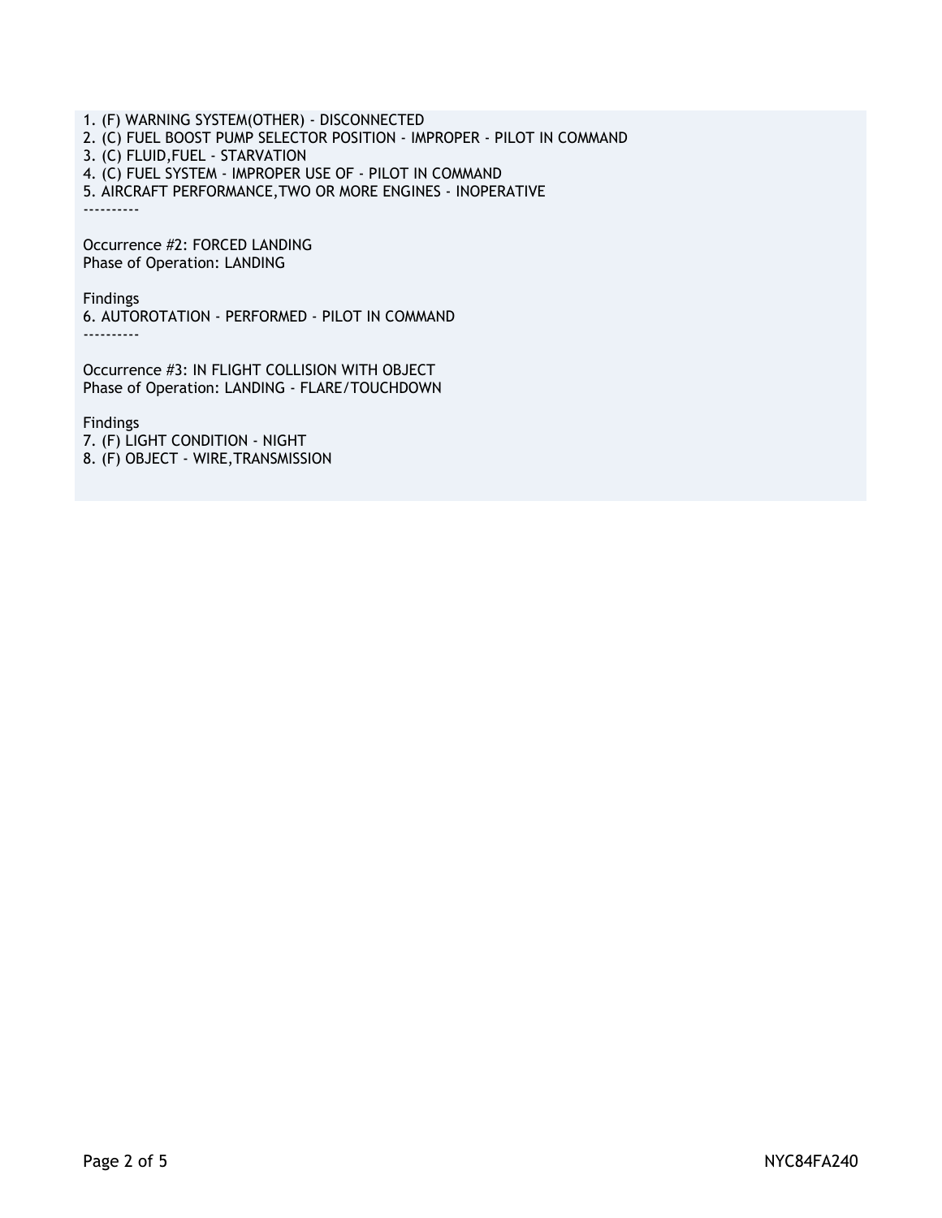1. (F) WARNING SYSTEM(OTHER) - DISCONNECTED
2. (C) FUEL BOOST PUMP SELECTOR POSITION - IMPROPER - PILOT IN COMMAND
3. (C) FLUID,FUEL - STARVATION
4. (C) FUEL SYSTEM - IMPROPER USE OF - PILOT IN COMMAND
5. AIRCRAFT PERFORMANCE,TWO OR MORE ENGINES - INOPERATIVE

----------

Occurrence #2: FORCED LANDING
Phase of Operation: LANDING

Findings
6. AUTOROTATION - PERFORMED - PILOT IN COMMAND

----------

Occurrence #3: IN FLIGHT COLLISION WITH OBJECT
Phase of Operation: LANDING - FLARE/TOUCHDOWN

Findings
7. (F) LIGHT CONDITION - NIGHT
8. (F) OBJECT - WIRE,TRANSMISSION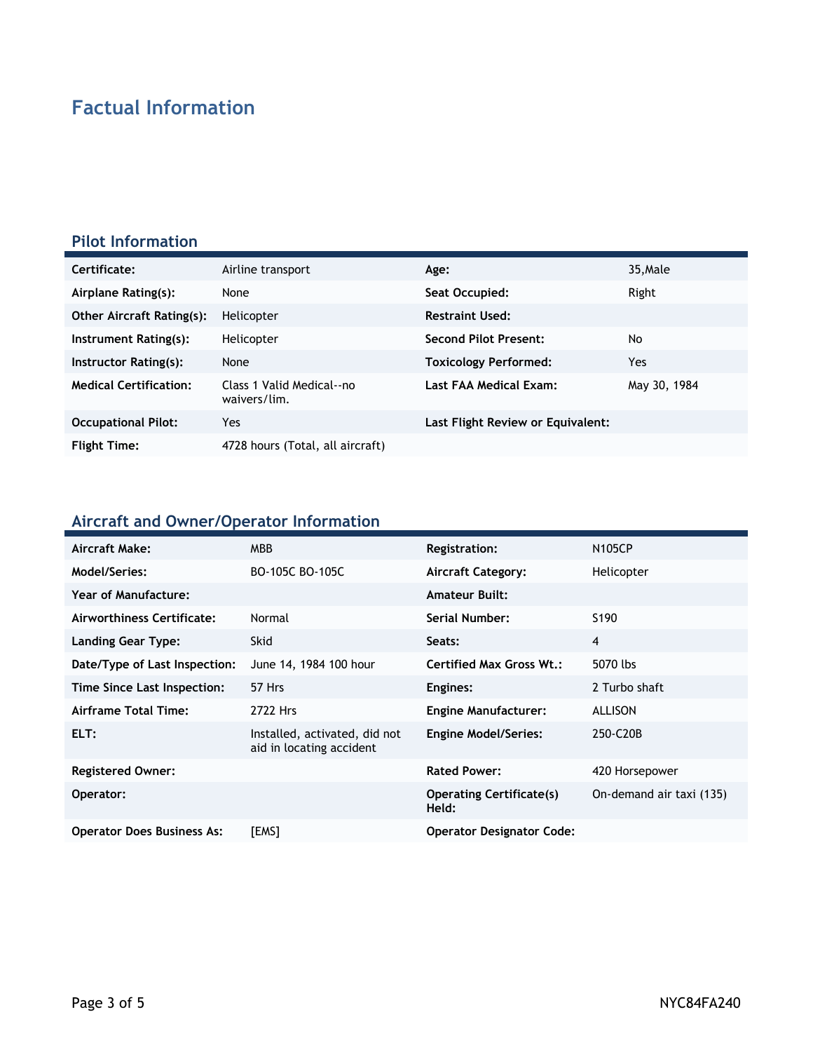# Factual Information

## Pilot Information

| | | | |
|---|---|---|---|
| **Certificate:** | Airline transport | **Age:** | 35,Male |
| **Airplane Rating(s):** | None | **Seat Occupied:** | Right |
| **Other Aircraft Rating(s):** | Helicopter | **Restraint Used:** | |
| **Instrument Rating(s):** | Helicopter | **Second Pilot Present:** | No |
| **Instructor Rating(s):** | None | **Toxicology Performed:** | Yes |
| **Medical Certification:** | Class 1 Valid Medical--no waivers/lim. | **Last FAA Medical Exam:** | May 30, 1984 |
| **Occupational Pilot:** | Yes | **Last Flight Review or Equivalent:** | |
| **Flight Time:** | 4728 hours (Total, all aircraft) | | |

## Aircraft and Owner/Operator Information

| | | | |
|---|---|---|---|
| **Aircraft Make:** | MBB | **Registration:** | N105CP |
| **Model/Series:** | BO-105C BO-105C | **Aircraft Category:** | Helicopter |
| **Year of Manufacture:** | | **Amateur Built:** | |
| **Airworthiness Certificate:** | Normal | **Serial Number:** | S190 |
| **Landing Gear Type:** | Skid | **Seats:** | 4 |
| **Date/Type of Last Inspection:** | June 14, 1984 100 hour | **Certified Max Gross Wt.:** | 5070 lbs |
| **Time Since Last Inspection:** | 57 Hrs | **Engines:** | 2 Turbo shaft |
| **Airframe Total Time:** | 2722 Hrs | **Engine Manufacturer:** | ALLISON |
| **ELT:** | Installed, activated, did not aid in locating accident | **Engine Model/Series:** | 250-C20B |
| **Registered Owner:** | | **Rated Power:** | 420 Horsepower |
| **Operator:** | | **Operating Certificate(s) Held:** | On-demand air taxi (135) |
| **Operator Does Business As:** | [EMS] | **Operator Designator Code:** | |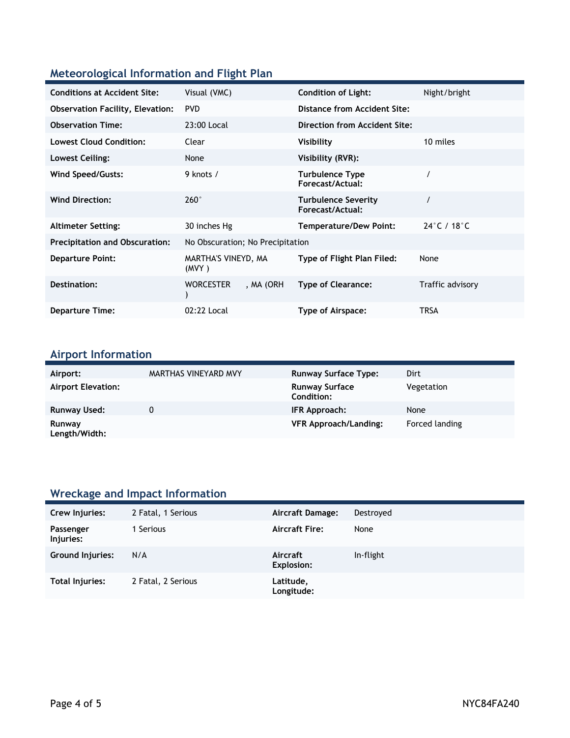## Meteorological Information and Flight Plan

| | | | |
|---|---|---|---|
| **Conditions at Accident Site:** | Visual (VMC) | **Condition of Light:** | Night/bright |
| **Observation Facility, Elevation:** | PVD | **Distance from Accident Site:** | |
| **Observation Time:** | 23:00 Local | **Direction from Accident Site:** | |
| **Lowest Cloud Condition:** | Clear | **Visibility** | 10 miles |
| **Lowest Ceiling:** | None | **Visibility (RVR):** | |
| **Wind Speed/Gusts:** | 9 knots / | **Turbulence Type Forecast/Actual:** | / |
| **Wind Direction:** | 260° | **Turbulence Severity Forecast/Actual:** | / |
| **Altimeter Setting:** | 30 inches Hg | **Temperature/Dew Point:** | 24°C / 18°C |
| **Precipitation and Obscuration:** | No Obscuration; No Precipitation | | |
| **Departure Point:** | MARTHA'S VINEYD, MA (MVY ) | **Type of Flight Plan Filed:** | None |
| **Destination:** | WORCESTER , MA (ORH ) | **Type of Clearance:** | Traffic advisory |
| **Departure Time:** | 02:22 Local | **Type of Airspace:** | TRSA |

## Airport Information

| | | | |
|---|---|---|---|
| **Airport:** | MARTHAS VINEYARD MVY | **Runway Surface Type:** | Dirt |
| **Airport Elevation:** | | **Runway Surface Condition:** | Vegetation |
| **Runway Used:** | 0 | **IFR Approach:** | None |
| **Runway Length/Width:** | | **VFR Approach/Landing:** | Forced landing |

## Wreckage and Impact Information

| | | | |
|---|---|---|---|
| **Crew Injuries:** | 2 Fatal, 1 Serious | **Aircraft Damage:** | Destroyed |
| **Passenger Injuries:** | 1 Serious | **Aircraft Fire:** | None |
| **Ground Injuries:** | N/A | **Aircraft Explosion:** | In-flight |
| **Total Injuries:** | 2 Fatal, 2 Serious | **Latitude, Longitude:** | |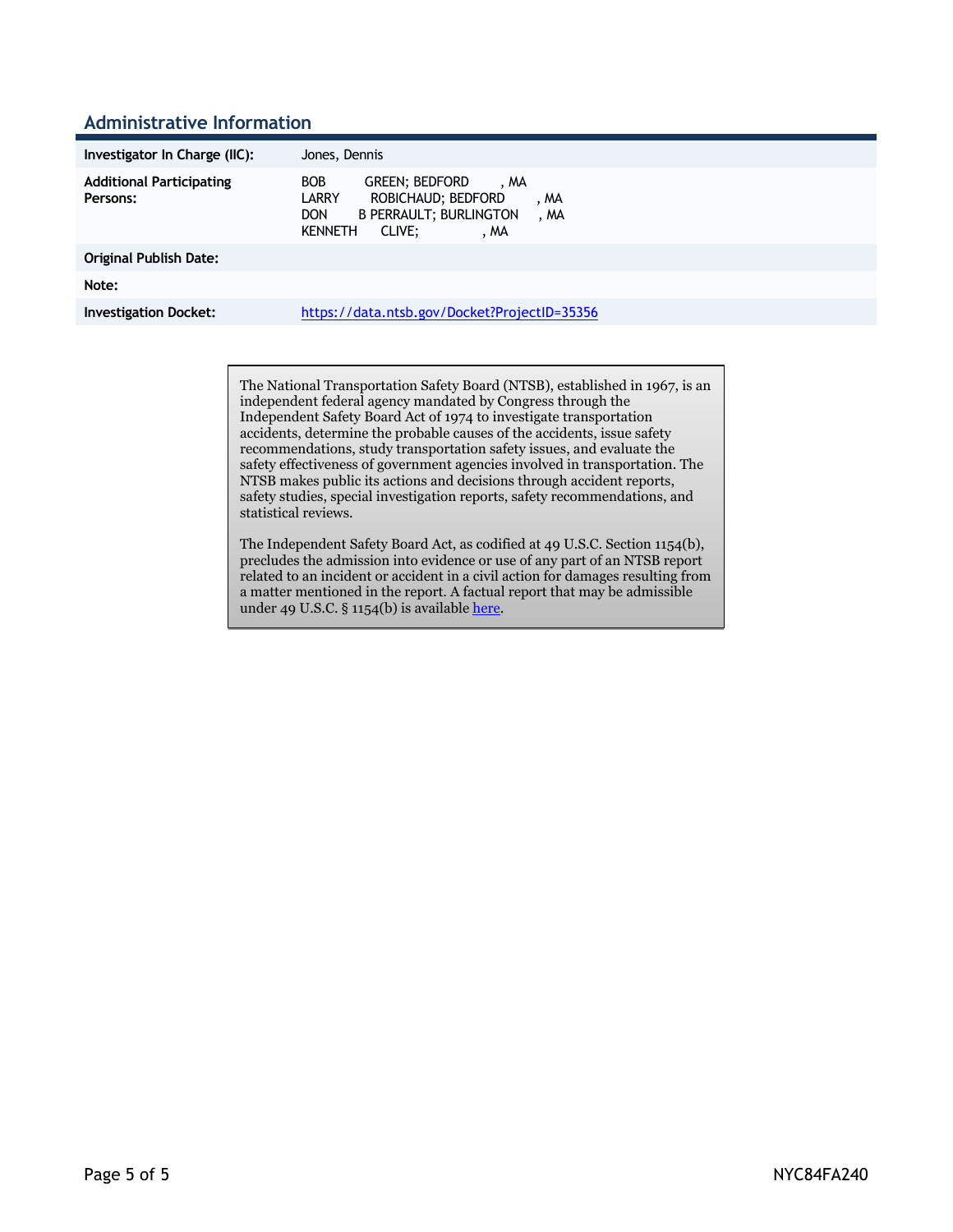## Administrative Information

| | |
|---|---|
| **Investigator In Charge (IIC):** | Jones, Dennis |
| **Additional Participating Persons:** | BOB GREEN; BEDFORD , MA<br>LARRY ROBICHAUD; BEDFORD , MA<br>DON B PERRAULT; BURLINGTON , MA<br>KENNETH CLIVE; , MA |
| **Original Publish Date:** | |
| **Note:** | |
| **Investigation Docket:** | https://data.ntsb.gov/Docket?ProjectID=35356 |

The National Transportation Safety Board (NTSB), established in 1967, is an independent federal agency mandated by Congress through the Independent Safety Board Act of 1974 to investigate transportation accidents, determine the probable causes of the accidents, issue safety recommendations, study transportation safety issues, and evaluate the safety effectiveness of government agencies involved in transportation. The NTSB makes public its actions and decisions through accident reports, safety studies, special investigation reports, safety recommendations, and statistical reviews.

The Independent Safety Board Act, as codified at 49 U.S.C. Section 1154(b), precludes the admission into evidence or use of any part of an NTSB report related to an incident or accident in a civil action for damages resulting from a matter mentioned in the report. A factual report that may be admissible under 49 U.S.C. § 1154(b) is available here.